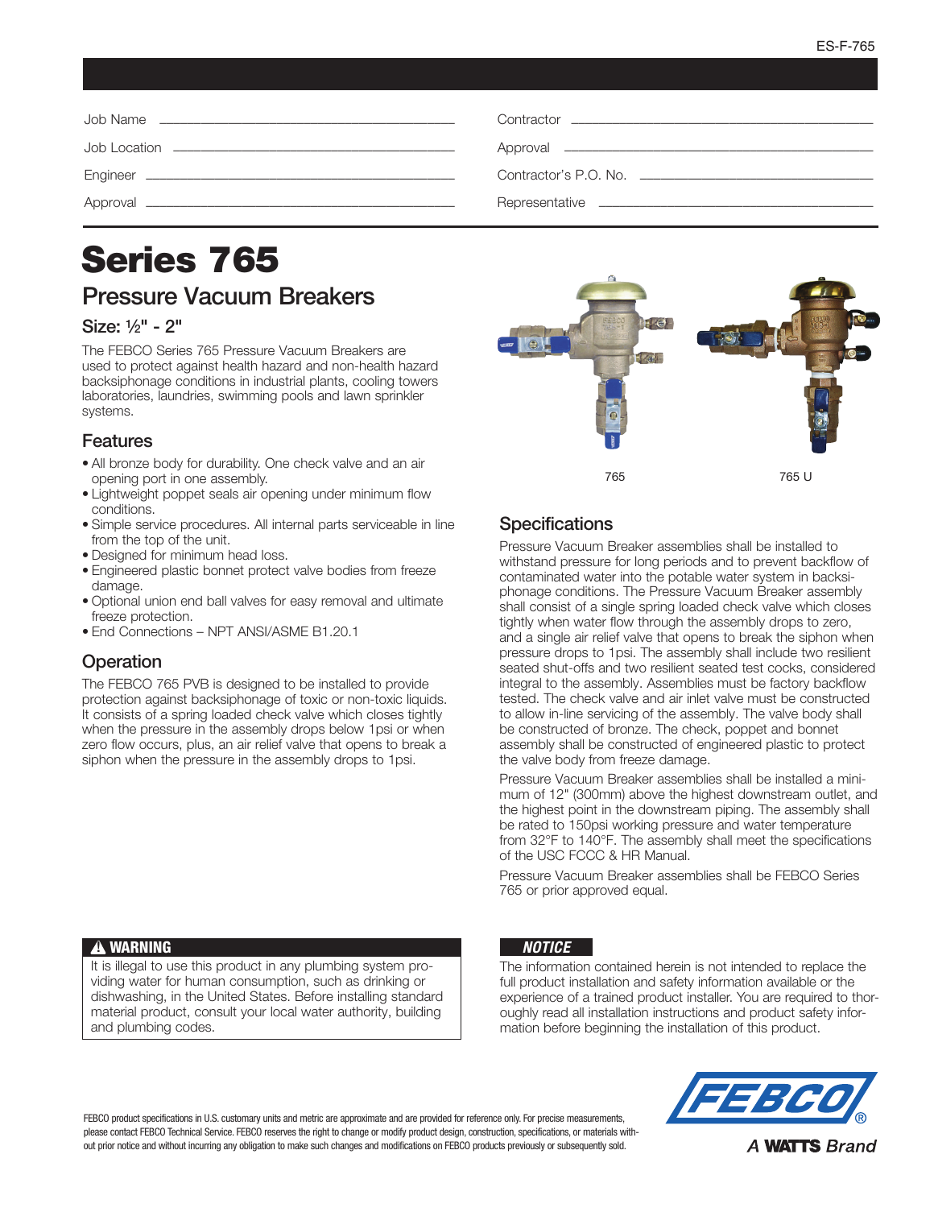ES-F-765

Job Name ______________________________

Job Location ______________________________

Engineer ______________________________

Approval ______________________________

Contractor ______________________________

Approval ______________________________

Contractor's P.O. No. ______________________________

Representative ______________________________

# Series 765

## Pressure Vacuum Breakers

### Size: ½" - 2"

The FEBCO Series 765 Pressure Vacuum Breakers are used to protect against health hazard and non-health hazard backsiphonage conditions in industrial plants, cooling towers laboratories, laundries, swimming pools and lawn sprinkler systems.

765 765 U

## Features

- All bronze body for durability. One check valve and an air opening port in one assembly.
- Lightweight poppet seals air opening under minimum flow conditions.
- Simple service procedures. All internal parts serviceable in line from the top of the unit.
- Designed for minimum head loss.
- Engineered plastic bonnet protect valve bodies from freeze damage.
- Optional union end ball valves for easy removal and ultimate freeze protection.
- End Connections – NPT ANSI/ASME B1.20.1

## Operation

The FEBCO 765 PVB is designed to be installed to provide protection against backsiphonage of toxic or non-toxic liquids. It consists of a spring loaded check valve which closes tightly when the pressure in the assembly drops below 1psi or when zero flow occurs, plus, an air relief valve that opens to break a siphon when the pressure in the assembly drops to 1psi.

## Specifications

Pressure Vacuum Breaker assemblies shall be installed to withstand pressure for long periods and to prevent backflow of contaminated water into the potable water system in backsiphonage conditions. The Pressure Vacuum Breaker assembly shall consist of a single spring loaded check valve which closes tightly when water flow through the assembly drops to zero, and a single air relief valve that opens to break the siphon when pressure drops to 1psi. The assembly shall include two resilient seated shut-offs and two resilient seated test cocks, considered integral to the assembly. Assemblies must be factory backflow tested. The check valve and air inlet valve must be constructed to allow in-line servicing of the assembly. The valve body shall be constructed of bronze. The check, poppet and bonnet assembly shall be constructed of engineered plastic to protect the valve body from freeze damage.

Pressure Vacuum Breaker assemblies shall be installed a minimum of 12" (300mm) above the highest downstream outlet, and the highest point in the downstream piping. The assembly shall be rated to 150psi working pressure and water temperature from 32°F to 140°F. The assembly shall meet the specifications of the USC FCCC & HR Manual.

Pressure Vacuum Breaker assemblies shall be FEBCO Series 765 or prior approved equal.

**⚠ WARNING**

It is illegal to use this product in any plumbing system providing water for human consumption, such as drinking or dishwashing, in the United States. Before installing standard material product, consult your local water authority, building and plumbing codes.

***NOTICE***

The information contained herein is not intended to replace the full product installation and safety information available or the experience of a trained product installer. You are required to thoroughly read all installation instructions and product safety information before beginning the installation of this product.

FEBCO product specifications in U.S. customary units and metric are approximate and are provided for reference only. For precise measurements, please contact FEBCO Technical Service. FEBCO reserves the right to change or modify product design, construction, specifications, or materials without prior notice and without incurring any obligation to make such changes and modifications on FEBCO products previously or subsequently sold.

FEBCO® A WATTS Brand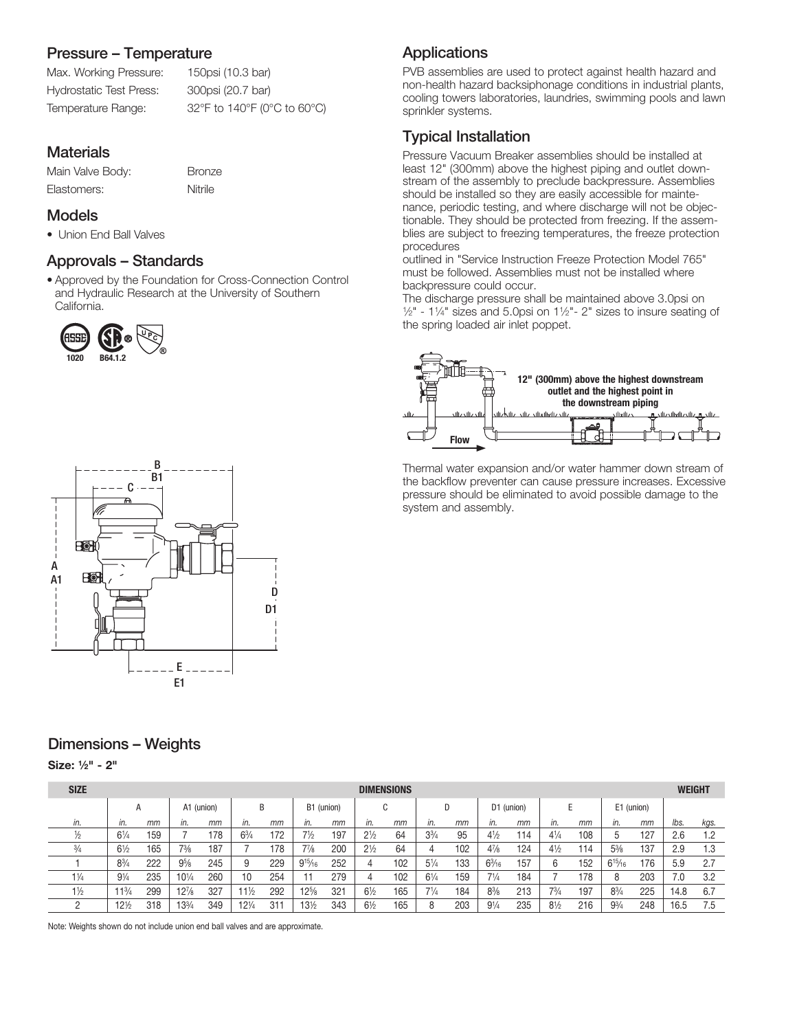## Pressure – Temperature

Max. Working Pressure: 150psi (10.3 bar)
Hydrostatic Test Press: 300psi (20.7 bar)
Temperature Range: 32°F to 140°F (0°C to 60°C)

## Materials

Main Valve Body: Bronze
Elastomers: Nitrile

## Models

- Union End Ball Valves

## Approvals – Standards

- Approved by the Foundation for Cross-Connection Control and Hydraulic Research at the University of Southern California.

ASSE 1020 · CSA B64.1.2 · UPC

## Applications

PVB assemblies are used to protect against health hazard and non-health hazard backsiphonage conditions in industrial plants, cooling towers laboratories, laundries, swimming pools and lawn sprinkler systems.

## Typical Installation

Pressure Vacuum Breaker assemblies should be installed at least 12" (300mm) above the highest piping and outlet downstream of the assembly to preclude backpressure. Assemblies should be installed so they are easily accessible for maintenance, periodic testing, and where discharge will not be objectionable. They should be protected from freezing. If the assemblies are subject to freezing temperatures, the freeze protection procedures
outlined in "Service Instruction Freeze Protection Model 765" must be followed. Assemblies must not be installed where backpressure could occur.
The discharge pressure shall be maintained above 3.0psi on ½" - 1¼" sizes and 5.0psi on 1½"- 2" sizes to insure seating of the spring loaded air inlet poppet.

12" (300mm) above the highest downstream outlet and the highest point in the downstream piping

Flow

Thermal water expansion and/or water hammer down stream of the backflow preventer can cause pressure increases. Excessive pressure should be eliminated to avoid possible damage to the system and assembly.

## Dimensions – Weights

**Size: ½" - 2"**

| SIZE | DIMENSIONS | | | | | | | | | | | | | | | | | | WEIGHT | |
|---|---|---|---|---|---|---|---|---|---|---|---|---|---|---|---|---|---|---|---|---|
| | A | | A1 (union) | | B | | B1 (union) | | C | | D | | D1 (union) | | E | | E1 (union) | | | |
| in. | in. | mm | in. | mm | in. | mm | in. | mm | in. | mm | in. | mm | in. | mm | in. | mm | in. | mm | lbs. | kgs. |
| ½ | 6¼ | 159 | 7 | 178 | 6¾ | 172 | 7½ | 197 | 2½ | 64 | 3¾ | 95 | 4½ | 114 | 4¼ | 108 | 5 | 127 | 2.6 | 1.2 |
| ¾ | 6½ | 165 | 7⅜ | 187 | 7 | 178 | 7⅞ | 200 | 2½ | 64 | 4 | 102 | 4⅞ | 124 | 4½ | 114 | 5⅜ | 137 | 2.9 | 1.3 |
| 1 | 8¾ | 222 | 9⅝ | 245 | 9 | 229 | 9¹⁵⁄₁₆ | 252 | 4 | 102 | 5¼ | 133 | 6³⁄₁₆ | 157 | 6 | 152 | 6¹⁵⁄₁₆ | 176 | 5.9 | 2.7 |
| 1¼ | 9¼ | 235 | 10¼ | 260 | 10 | 254 | 11 | 279 | 4 | 102 | 6¼ | 159 | 7¼ | 184 | 7 | 178 | 8 | 203 | 7.0 | 3.2 |
| 1½ | 11¾ | 299 | 12⅞ | 327 | 11½ | 292 | 12⅝ | 321 | 6½ | 165 | 7¼ | 184 | 8⅜ | 213 | 7¾ | 197 | 8¾ | 225 | 14.8 | 6.7 |
| 2 | 12½ | 318 | 13¾ | 349 | 12¼ | 311 | 13½ | 343 | 6½ | 165 | 8 | 203 | 9¼ | 235 | 8½ | 216 | 9¾ | 248 | 16.5 | 7.5 |

Note: Weights shown do not include union end ball valves and are approximate.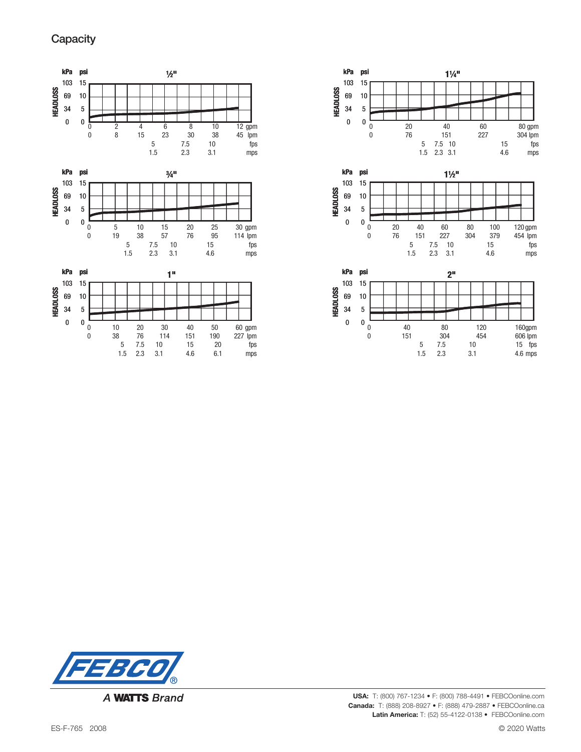## Capacity

½"

kPa psi
103 15
69 10
34 5
0 0
HEADLOSS

0 2 4 6 8 10 12 gpm
0 8 15 23 30 38 45 lpm
5 7.5 10 fps
1.5 2.3 3.1 mps

¾"

kPa psi
103 15
69 10
34 5
0 0
HEADLOSS

0 5 10 15 20 25 30 gpm
0 19 38 57 76 95 114 lpm
5 7.5 10 15 fps
1.5 2.3 3.1 4.6 mps

1"

kPa psi
103 15
69 10
34 5
0 0
HEADLOSS

0 10 20 30 40 50 60 gpm
0 38 76 114 151 190 227 lpm
5 7.5 10 15 20 fps
1.5 2.3 3.1 4.6 6.1 mps

1¼"

kPa psi
103 15
69 10
34 5
0 0
HEADLOSS

0 20 40 60 80 gpm
0 76 151 227 304 lpm
5 7.5 10 15 fps
1.5 2.3 3.1 4.6 mps

1½"

kPa psi
103 15
69 10
34 5
0 0
HEADLOSS

0 20 40 60 80 100 120 gpm
0 76 151 227 304 379 454 lpm
5 7.5 10 15 fps
1.5 2.3 3.1 4.6 mps

2"

kPa psi
103 15
69 10
34 5
0 0
HEADLOSS

0 40 80 120 160gpm
0 151 304 454 606 lpm
5 7.5 10 15 fps
1.5 2.3 3.1 4.6 mps

FEBCO®

*A* **WATTS** *Brand*

**USA:** T: (800) 767-1234 • F: (800) 788-4491 • FEBCOonline.com
**Canada:** T: (888) 208-8927 • F: (888) 479-2887 • FEBCOonline.ca
**Latin America:** T: (52) 55-4122-0138 • FEBCOonline.com

ES-F-765 2008

© 2020 Watts